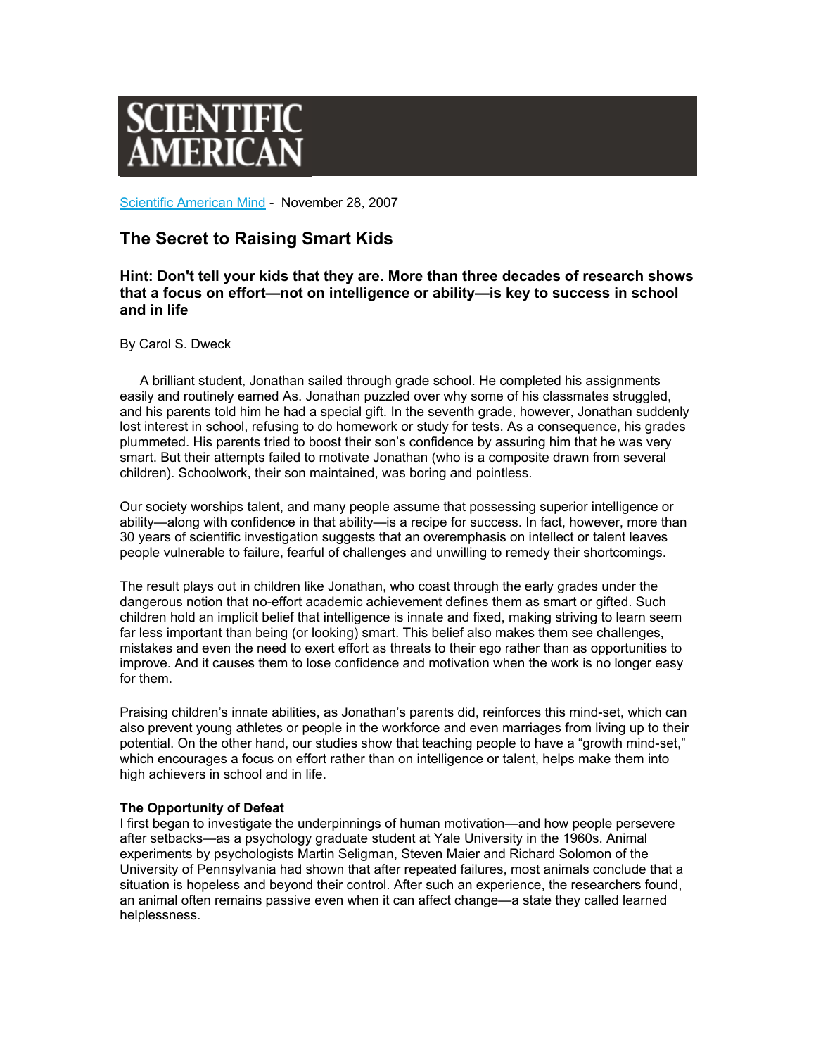# SCIENTIFIC AMERICAN

Scientific American Mind - November 28, 2007

## The Secret to Raising Smart Kids

### Hint: Don't tell your kids that they are. More than three decades of research shows that a focus on effort—not on intelligence or ability—is key to success in school and in life

By Carol S. Dweck

A brilliant student, Jonathan sailed through grade school. He completed his assignments easily and routinely earned As. Jonathan puzzled over why some of his classmates struggled, and his parents told him he had a special gift. In the seventh grade, however, Jonathan suddenly lost interest in school, refusing to do homework or study for tests. As a consequence, his grades plummeted. His parents tried to boost their son's confidence by assuring him that he was very smart. But their attempts failed to motivate Jonathan (who is a composite drawn from several children). Schoolwork, their son maintained, was boring and pointless.

Our society worships talent, and many people assume that possessing superior intelligence or ability—along with confidence in that ability—is a recipe for success. In fact, however, more than 30 years of scientific investigation suggests that an overemphasis on intellect or talent leaves people vulnerable to failure, fearful of challenges and unwilling to remedy their shortcomings.

The result plays out in children like Jonathan, who coast through the early grades under the dangerous notion that no-effort academic achievement defines them as smart or gifted. Such children hold an implicit belief that intelligence is innate and fixed, making striving to learn seem far less important than being (or looking) smart. This belief also makes them see challenges, mistakes and even the need to exert effort as threats to their ego rather than as opportunities to improve. And it causes them to lose confidence and motivation when the work is no longer easy for them.

Praising children's innate abilities, as Jonathan's parents did, reinforces this mind-set, which can also prevent young athletes or people in the workforce and even marriages from living up to their potential. On the other hand, our studies show that teaching people to have a "growth mind-set," which encourages a focus on effort rather than on intelligence or talent, helps make them into high achievers in school and in life.

**The Opportunity of Defeat**

I first began to investigate the underpinnings of human motivation—and how people persevere after setbacks—as a psychology graduate student at Yale University in the 1960s. Animal experiments by psychologists Martin Seligman, Steven Maier and Richard Solomon of the University of Pennsylvania had shown that after repeated failures, most animals conclude that a situation is hopeless and beyond their control. After such an experience, the researchers found, an animal often remains passive even when it can affect change—a state they called learned helplessness.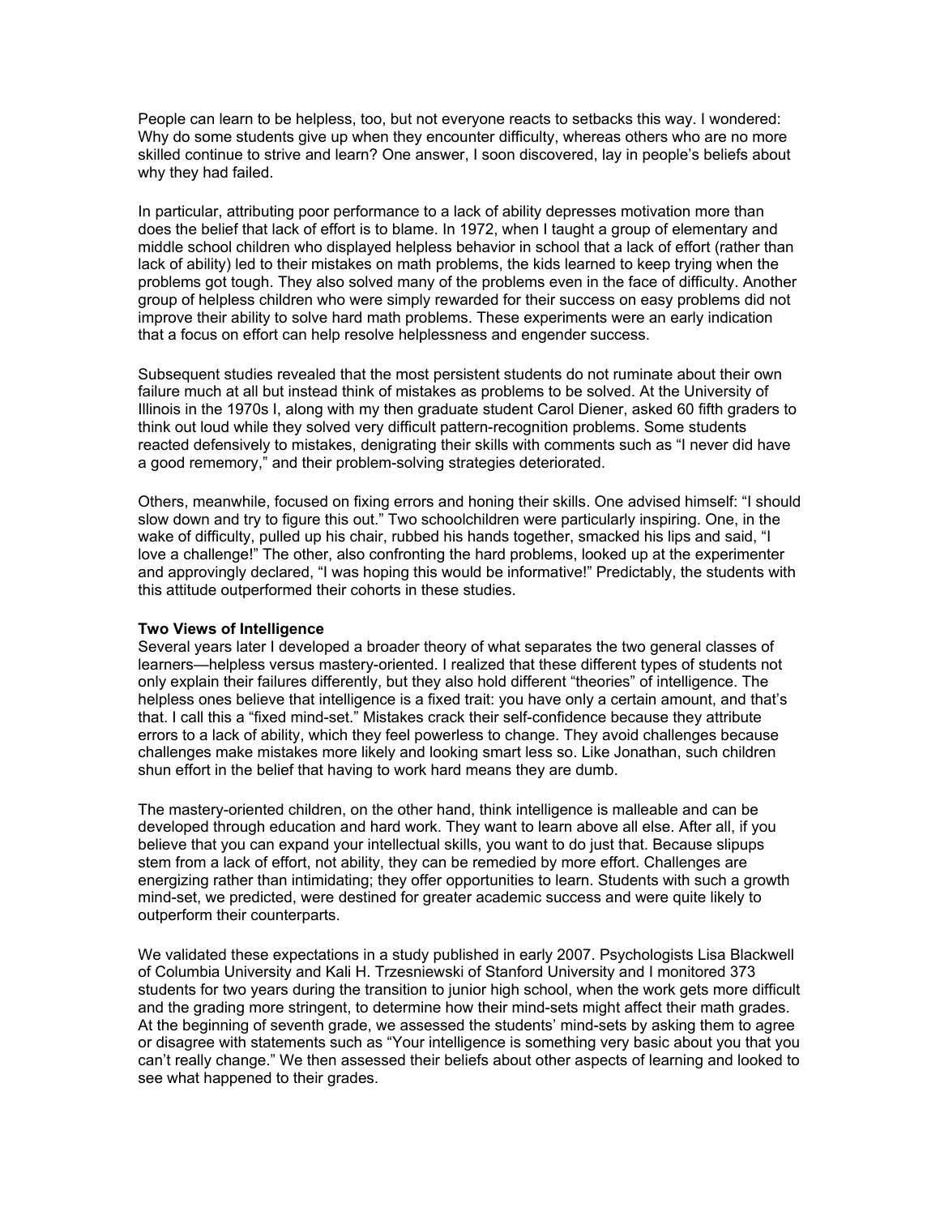People can learn to be helpless, too, but not everyone reacts to setbacks this way. I wondered: Why do some students give up when they encounter difficulty, whereas others who are no more skilled continue to strive and learn? One answer, I soon discovered, lay in people's beliefs about why they had failed.

In particular, attributing poor performance to a lack of ability depresses motivation more than does the belief that lack of effort is to blame. In 1972, when I taught a group of elementary and middle school children who displayed helpless behavior in school that a lack of effort (rather than lack of ability) led to their mistakes on math problems, the kids learned to keep trying when the problems got tough. They also solved many of the problems even in the face of difficulty. Another group of helpless children who were simply rewarded for their success on easy problems did not improve their ability to solve hard math problems. These experiments were an early indication that a focus on effort can help resolve helplessness and engender success.

Subsequent studies revealed that the most persistent students do not ruminate about their own failure much at all but instead think of mistakes as problems to be solved. At the University of Illinois in the 1970s I, along with my then graduate student Carol Diener, asked 60 fifth graders to think out loud while they solved very difficult pattern-recognition problems. Some students reacted defensively to mistakes, denigrating their skills with comments such as "I never did have a good rememory," and their problem-solving strategies deteriorated.

Others, meanwhile, focused on fixing errors and honing their skills. One advised himself: "I should slow down and try to figure this out." Two schoolchildren were particularly inspiring. One, in the wake of difficulty, pulled up his chair, rubbed his hands together, smacked his lips and said, "I love a challenge!" The other, also confronting the hard problems, looked up at the experimenter and approvingly declared, "I was hoping this would be informative!" Predictably, the students with this attitude outperformed their cohorts in these studies.

**Two Views of Intelligence**

Several years later I developed a broader theory of what separates the two general classes of learners—helpless versus mastery-oriented. I realized that these different types of students not only explain their failures differently, but they also hold different "theories" of intelligence. The helpless ones believe that intelligence is a fixed trait: you have only a certain amount, and that's that. I call this a "fixed mind-set." Mistakes crack their self-confidence because they attribute errors to a lack of ability, which they feel powerless to change. They avoid challenges because challenges make mistakes more likely and looking smart less so. Like Jonathan, such children shun effort in the belief that having to work hard means they are dumb.

The mastery-oriented children, on the other hand, think intelligence is malleable and can be developed through education and hard work. They want to learn above all else. After all, if you believe that you can expand your intellectual skills, you want to do just that. Because slipups stem from a lack of effort, not ability, they can be remedied by more effort. Challenges are energizing rather than intimidating; they offer opportunities to learn. Students with such a growth mind-set, we predicted, were destined for greater academic success and were quite likely to outperform their counterparts.

We validated these expectations in a study published in early 2007. Psychologists Lisa Blackwell of Columbia University and Kali H. Trzesniewski of Stanford University and I monitored 373 students for two years during the transition to junior high school, when the work gets more difficult and the grading more stringent, to determine how their mind-sets might affect their math grades. At the beginning of seventh grade, we assessed the students' mind-sets by asking them to agree or disagree with statements such as "Your intelligence is something very basic about you that you can't really change." We then assessed their beliefs about other aspects of learning and looked to see what happened to their grades.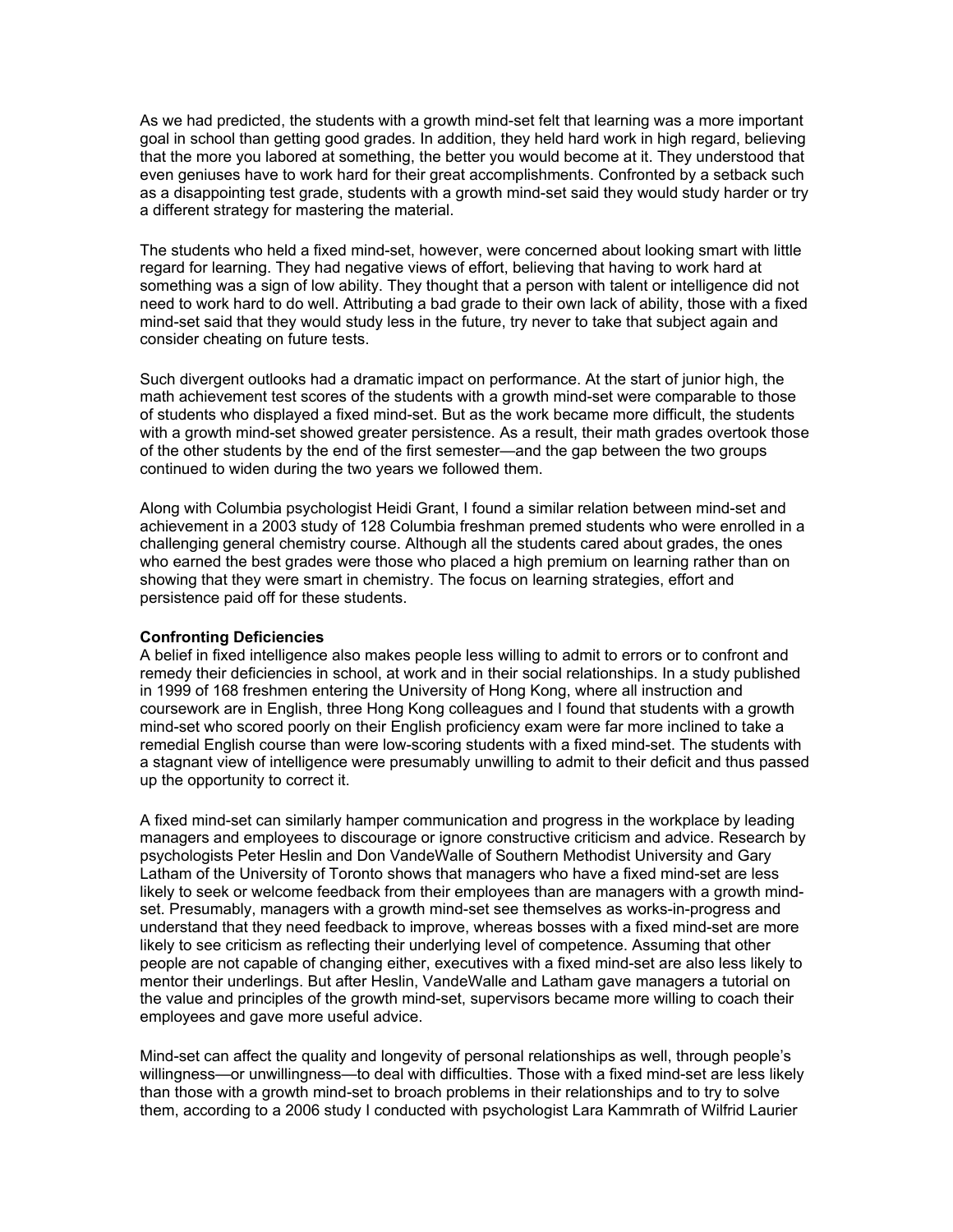As we had predicted, the students with a growth mind-set felt that learning was a more important goal in school than getting good grades. In addition, they held hard work in high regard, believing that the more you labored at something, the better you would become at it. They understood that even geniuses have to work hard for their great accomplishments. Confronted by a setback such as a disappointing test grade, students with a growth mind-set said they would study harder or try a different strategy for mastering the material.

The students who held a fixed mind-set, however, were concerned about looking smart with little regard for learning. They had negative views of effort, believing that having to work hard at something was a sign of low ability. They thought that a person with talent or intelligence did not need to work hard to do well. Attributing a bad grade to their own lack of ability, those with a fixed mind-set said that they would study less in the future, try never to take that subject again and consider cheating on future tests.

Such divergent outlooks had a dramatic impact on performance. At the start of junior high, the math achievement test scores of the students with a growth mind-set were comparable to those of students who displayed a fixed mind-set. But as the work became more difficult, the students with a growth mind-set showed greater persistence. As a result, their math grades overtook those of the other students by the end of the first semester—and the gap between the two groups continued to widen during the two years we followed them.

Along with Columbia psychologist Heidi Grant, I found a similar relation between mind-set and achievement in a 2003 study of 128 Columbia freshman premed students who were enrolled in a challenging general chemistry course. Although all the students cared about grades, the ones who earned the best grades were those who placed a high premium on learning rather than on showing that they were smart in chemistry. The focus on learning strategies, effort and persistence paid off for these students.

**Confronting Deficiencies**

A belief in fixed intelligence also makes people less willing to admit to errors or to confront and remedy their deficiencies in school, at work and in their social relationships. In a study published in 1999 of 168 freshmen entering the University of Hong Kong, where all instruction and coursework are in English, three Hong Kong colleagues and I found that students with a growth mind-set who scored poorly on their English proficiency exam were far more inclined to take a remedial English course than were low-scoring students with a fixed mind-set. The students with a stagnant view of intelligence were presumably unwilling to admit to their deficit and thus passed up the opportunity to correct it.

A fixed mind-set can similarly hamper communication and progress in the workplace by leading managers and employees to discourage or ignore constructive criticism and advice. Research by psychologists Peter Heslin and Don VandeWalle of Southern Methodist University and Gary Latham of the University of Toronto shows that managers who have a fixed mind-set are less likely to seek or welcome feedback from their employees than are managers with a growth mind-set. Presumably, managers with a growth mind-set see themselves as works-in-progress and understand that they need feedback to improve, whereas bosses with a fixed mind-set are more likely to see criticism as reflecting their underlying level of competence. Assuming that other people are not capable of changing either, executives with a fixed mind-set are also less likely to mentor their underlings. But after Heslin, VandeWalle and Latham gave managers a tutorial on the value and principles of the growth mind-set, supervisors became more willing to coach their employees and gave more useful advice.

Mind-set can affect the quality and longevity of personal relationships as well, through people's willingness—or unwillingness—to deal with difficulties. Those with a fixed mind-set are less likely than those with a growth mind-set to broach problems in their relationships and to try to solve them, according to a 2006 study I conducted with psychologist Lara Kammrath of Wilfrid Laurier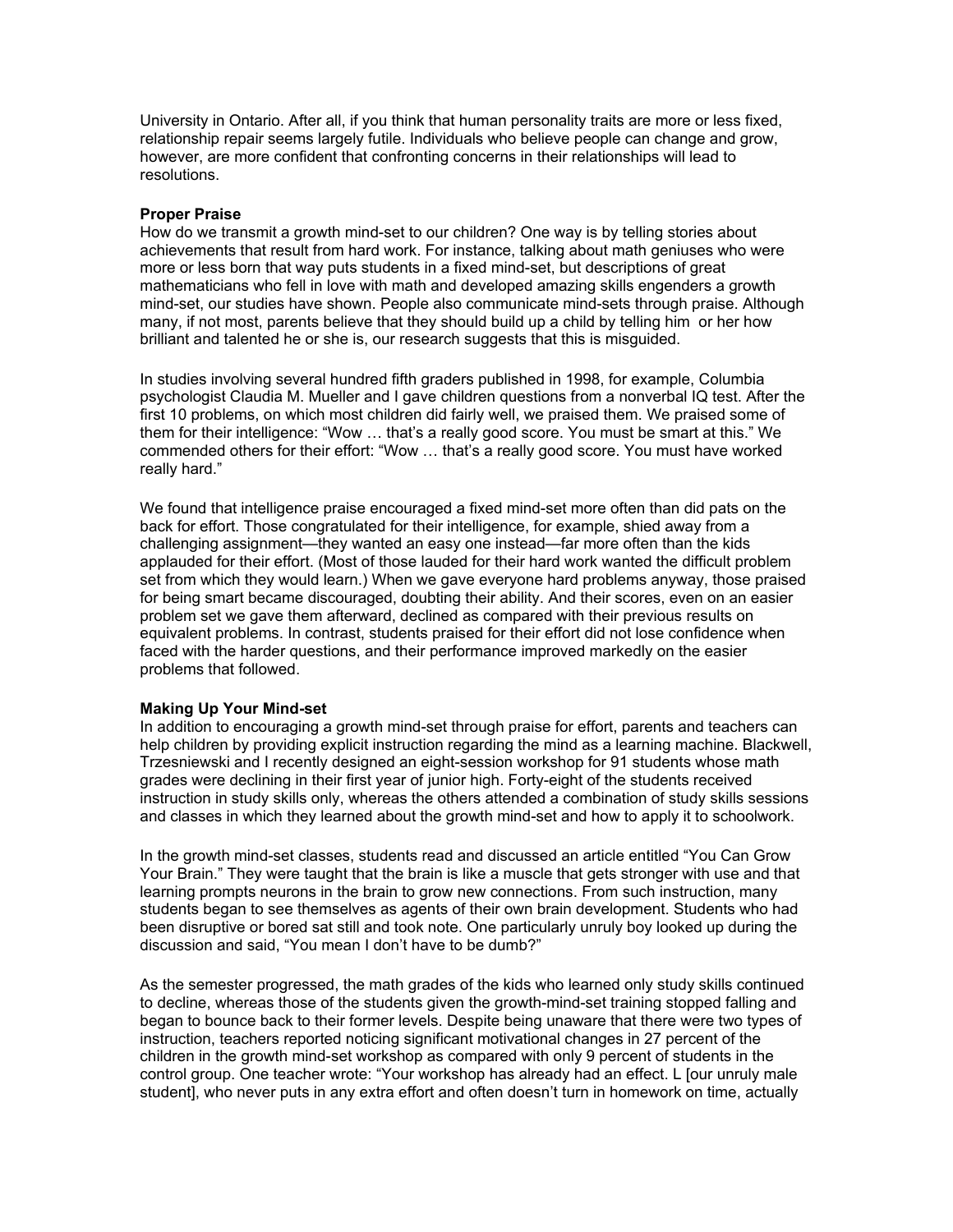University in Ontario. After all, if you think that human personality traits are more or less fixed, relationship repair seems largely futile. Individuals who believe people can change and grow, however, are more confident that confronting concerns in their relationships will lead to resolutions.

**Proper Praise**

How do we transmit a growth mind-set to our children? One way is by telling stories about achievements that result from hard work. For instance, talking about math geniuses who were more or less born that way puts students in a fixed mind-set, but descriptions of great mathematicians who fell in love with math and developed amazing skills engenders a growth mind-set, our studies have shown. People also communicate mind-sets through praise. Although many, if not most, parents believe that they should build up a child by telling him or her how brilliant and talented he or she is, our research suggests that this is misguided.

In studies involving several hundred fifth graders published in 1998, for example, Columbia psychologist Claudia M. Mueller and I gave children questions from a nonverbal IQ test. After the first 10 problems, on which most children did fairly well, we praised them. We praised some of them for their intelligence: "Wow … that's a really good score. You must be smart at this." We commended others for their effort: "Wow … that's a really good score. You must have worked really hard."

We found that intelligence praise encouraged a fixed mind-set more often than did pats on the back for effort. Those congratulated for their intelligence, for example, shied away from a challenging assignment—they wanted an easy one instead—far more often than the kids applauded for their effort. (Most of those lauded for their hard work wanted the difficult problem set from which they would learn.) When we gave everyone hard problems anyway, those praised for being smart became discouraged, doubting their ability. And their scores, even on an easier problem set we gave them afterward, declined as compared with their previous results on equivalent problems. In contrast, students praised for their effort did not lose confidence when faced with the harder questions, and their performance improved markedly on the easier problems that followed.

**Making Up Your Mind-set**

In addition to encouraging a growth mind-set through praise for effort, parents and teachers can help children by providing explicit instruction regarding the mind as a learning machine. Blackwell, Trzesniewski and I recently designed an eight-session workshop for 91 students whose math grades were declining in their first year of junior high. Forty-eight of the students received instruction in study skills only, whereas the others attended a combination of study skills sessions and classes in which they learned about the growth mind-set and how to apply it to schoolwork.

In the growth mind-set classes, students read and discussed an article entitled "You Can Grow Your Brain." They were taught that the brain is like a muscle that gets stronger with use and that learning prompts neurons in the brain to grow new connections. From such instruction, many students began to see themselves as agents of their own brain development. Students who had been disruptive or bored sat still and took note. One particularly unruly boy looked up during the discussion and said, "You mean I don't have to be dumb?"

As the semester progressed, the math grades of the kids who learned only study skills continued to decline, whereas those of the students given the growth-mind-set training stopped falling and began to bounce back to their former levels. Despite being unaware that there were two types of instruction, teachers reported noticing significant motivational changes in 27 percent of the children in the growth mind-set workshop as compared with only 9 percent of students in the control group. One teacher wrote: "Your workshop has already had an effect. L [our unruly male student], who never puts in any extra effort and often doesn't turn in homework on time, actually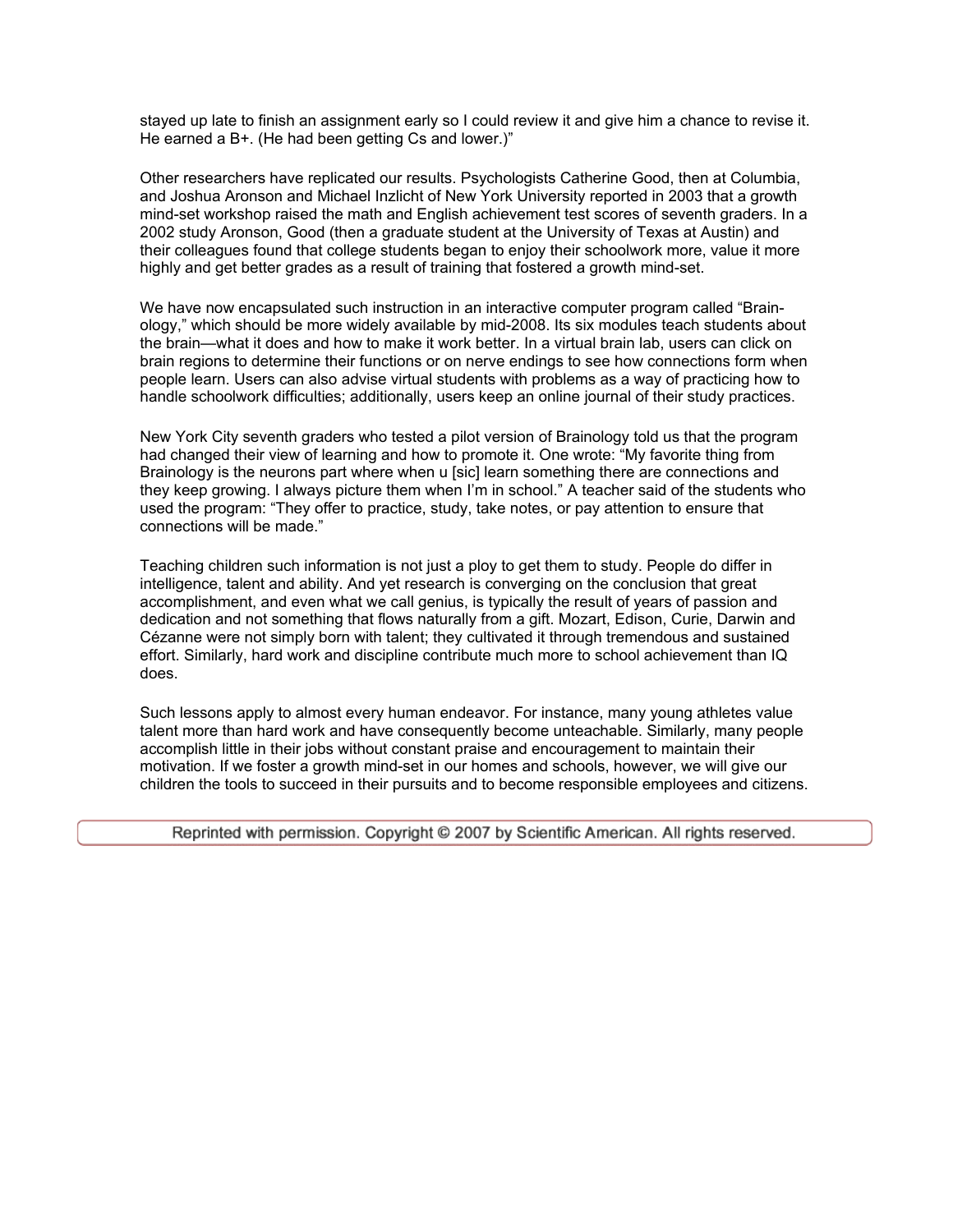stayed up late to finish an assignment early so I could review it and give him a chance to revise it. He earned a B+. (He had been getting Cs and lower.)"

Other researchers have replicated our results. Psychologists Catherine Good, then at Columbia, and Joshua Aronson and Michael Inzlicht of New York University reported in 2003 that a growth mind-set workshop raised the math and English achievement test scores of seventh graders. In a 2002 study Aronson, Good (then a graduate student at the University of Texas at Austin) and their colleagues found that college students began to enjoy their schoolwork more, value it more highly and get better grades as a result of training that fostered a growth mind-set.

We have now encapsulated such instruction in an interactive computer program called "Brainology," which should be more widely available by mid-2008. Its six modules teach students about the brain—what it does and how to make it work better. In a virtual brain lab, users can click on brain regions to determine their functions or on nerve endings to see how connections form when people learn. Users can also advise virtual students with problems as a way of practicing how to handle schoolwork difficulties; additionally, users keep an online journal of their study practices.

New York City seventh graders who tested a pilot version of Brainology told us that the program had changed their view of learning and how to promote it. One wrote: "My favorite thing from Brainology is the neurons part where when u [sic] learn something there are connections and they keep growing. I always picture them when I'm in school." A teacher said of the students who used the program: "They offer to practice, study, take notes, or pay attention to ensure that connections will be made."

Teaching children such information is not just a ploy to get them to study. People do differ in intelligence, talent and ability. And yet research is converging on the conclusion that great accomplishment, and even what we call genius, is typically the result of years of passion and dedication and not something that flows naturally from a gift. Mozart, Edison, Curie, Darwin and Cézanne were not simply born with talent; they cultivated it through tremendous and sustained effort. Similarly, hard work and discipline contribute much more to school achievement than IQ does.

Such lessons apply to almost every human endeavor. For instance, many young athletes value talent more than hard work and have consequently become unteachable. Similarly, many people accomplish little in their jobs without constant praise and encouragement to maintain their motivation. If we foster a growth mind-set in our homes and schools, however, we will give our children the tools to succeed in their pursuits and to become responsible employees and citizens.

Reprinted with permission. Copyright © 2007 by Scientific American. All rights reserved.